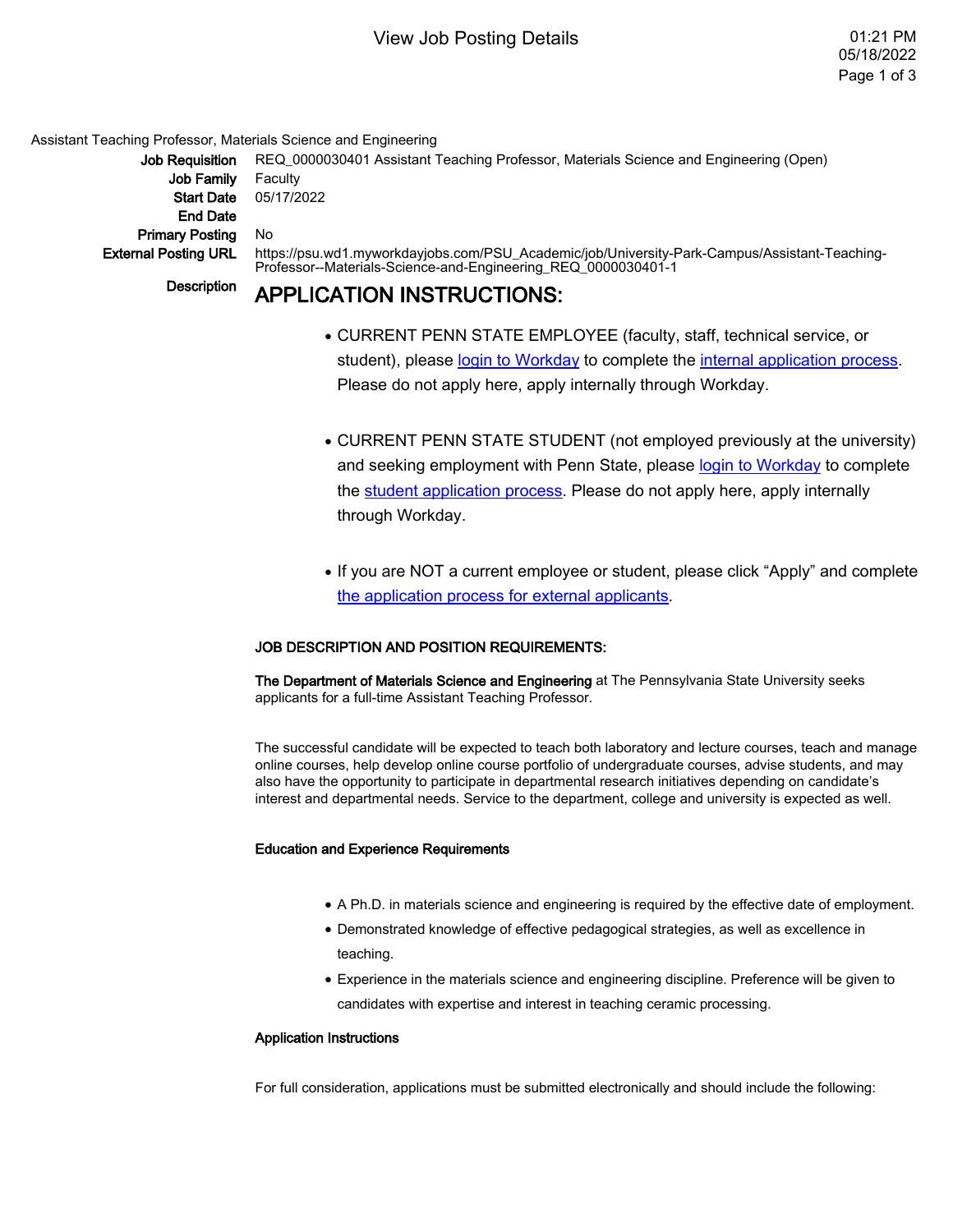Assistant Teaching Professor, Materials Science and Engineering

**Job Requisition** REQ_0000030401 Assistant Teaching Professor, Materials Science and Engineering (Open)

**Job Family** Faculty

**Start Date** 05/17/2022

**End Date**

**Primary Posting** No

**External Posting URL** https://psu.wd1.myworkdayjobs.com/PSU_Academic/job/University-Park-Campus/Assistant-Teaching-Professor--Materials-Science-and-Engineering_REQ_0000030401-1

**Description**

# APPLICATION INSTRUCTIONS:

- CURRENT PENN STATE EMPLOYEE (faculty, staff, technical service, or student), please login to Workday to complete the internal application process. Please do not apply here, apply internally through Workday.
- CURRENT PENN STATE STUDENT (not employed previously at the university) and seeking employment with Penn State, please login to Workday to complete the student application process. Please do not apply here, apply internally through Workday.
- If you are NOT a current employee or student, please click "Apply" and complete the application process for external applicants.

**JOB DESCRIPTION AND POSITION REQUIREMENTS:**

**The Department of Materials Science and Engineering** at The Pennsylvania State University seeks applicants for a full-time Assistant Teaching Professor.

The successful candidate will be expected to teach both laboratory and lecture courses, teach and manage online courses, help develop online course portfolio of undergraduate courses, advise students, and may also have the opportunity to participate in departmental research initiatives depending on candidate's interest and departmental needs. Service to the department, college and university is expected as well.

**Education and Experience Requirements**

- A Ph.D. in materials science and engineering is required by the effective date of employment.
- Demonstrated knowledge of effective pedagogical strategies, as well as excellence in teaching.
- Experience in the materials science and engineering discipline. Preference will be given to candidates with expertise and interest in teaching ceramic processing.

**Application Instructions**

For full consideration, applications must be submitted electronically and should include the following: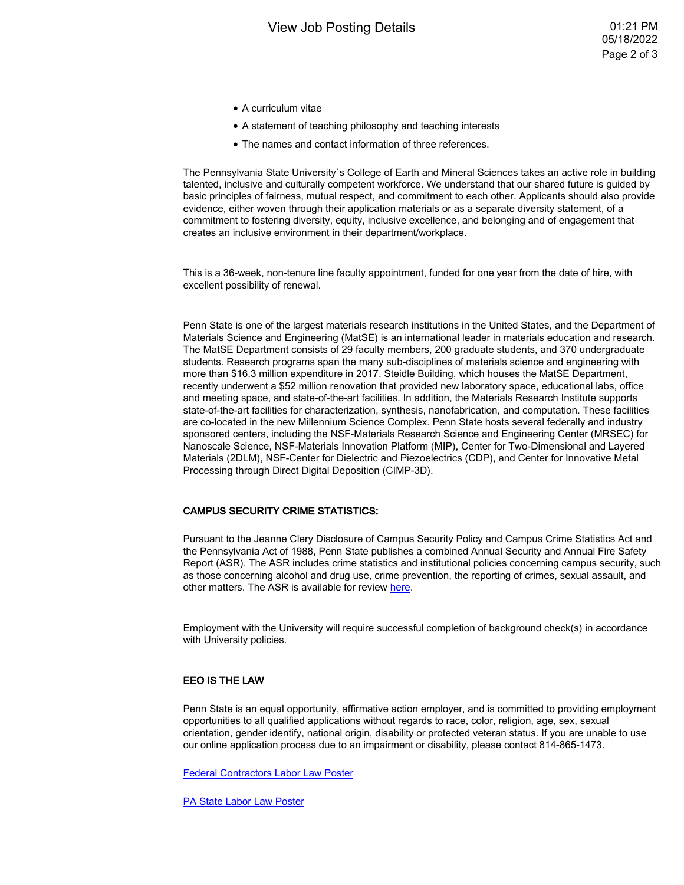- A curriculum vitae
- A statement of teaching philosophy and teaching interests
- The names and contact information of three references.

The Pennsylvania State University`s College of Earth and Mineral Sciences takes an active role in building talented, inclusive and culturally competent workforce. We understand that our shared future is guided by basic principles of fairness, mutual respect, and commitment to each other. Applicants should also provide evidence, either woven through their application materials or as a separate diversity statement, of a commitment to fostering diversity, equity, inclusive excellence, and belonging and of engagement that creates an inclusive environment in their department/workplace.

This is a 36-week, non-tenure line faculty appointment, funded for one year from the date of hire, with excellent possibility of renewal.

Penn State is one of the largest materials research institutions in the United States, and the Department of Materials Science and Engineering (MatSE) is an international leader in materials education and research. The MatSE Department consists of 29 faculty members, 200 graduate students, and 370 undergraduate students. Research programs span the many sub-disciplines of materials science and engineering with more than $16.3 million expenditure in 2017. Steidle Building, which houses the MatSE Department, recently underwent a $52 million renovation that provided new laboratory space, educational labs, office and meeting space, and state-of-the-art facilities. In addition, the Materials Research Institute supports state-of-the-art facilities for characterization, synthesis, nanofabrication, and computation. These facilities are co-located in the new Millennium Science Complex. Penn State hosts several federally and industry sponsored centers, including the NSF-Materials Research Science and Engineering Center (MRSEC) for Nanoscale Science, NSF-Materials Innovation Platform (MIP), Center for Two-Dimensional and Layered Materials (2DLM), NSF-Center for Dielectric and Piezoelectrics (CDP), and Center for Innovative Metal Processing through Direct Digital Deposition (CIMP-3D).

**CAMPUS SECURITY CRIME STATISTICS:**

Pursuant to the Jeanne Clery Disclosure of Campus Security Policy and Campus Crime Statistics Act and the Pennsylvania Act of 1988, Penn State publishes a combined Annual Security and Annual Fire Safety Report (ASR). The ASR includes crime statistics and institutional policies concerning campus security, such as those concerning alcohol and drug use, crime prevention, the reporting of crimes, sexual assault, and other matters. The ASR is available for review here.

Employment with the University will require successful completion of background check(s) in accordance with University policies.

**EEO IS THE LAW**

Penn State is an equal opportunity, affirmative action employer, and is committed to providing employment opportunities to all qualified applications without regards to race, color, religion, age, sex, sexual orientation, gender identify, national origin, disability or protected veteran status. If you are unable to use our online application process due to an impairment or disability, please contact 814-865-1473.

Federal Contractors Labor Law Poster

PA State Labor Law Poster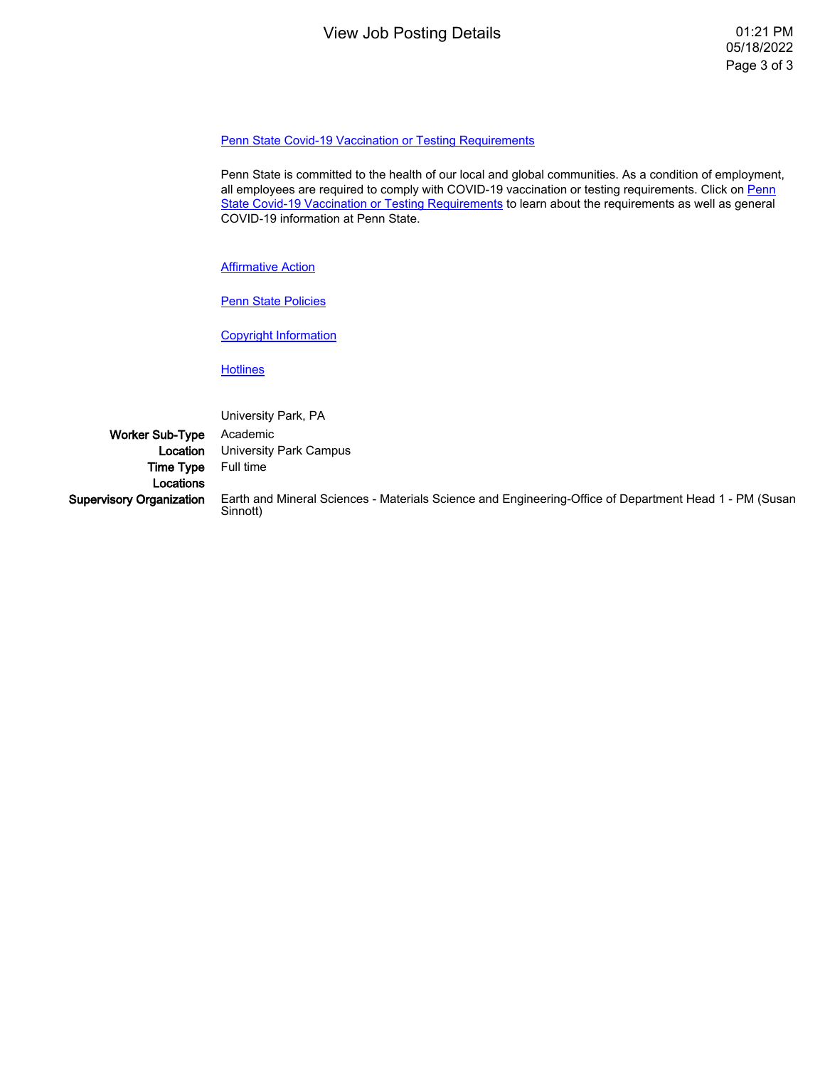[Penn State Covid-19 Vaccination or Testing Requirements]

Penn State is committed to the health of our local and global communities. As a condition of employment, all employees are required to comply with COVID-19 vaccination or testing requirements. Click on [Penn State Covid-19 Vaccination or Testing Requirements] to learn about the requirements as well as general COVID-19 information at Penn State.

[Affirmative Action]

[Penn State Policies]

[Copyright Information]

[Hotlines]

| | |
|---|---|
| | University Park, PA |
| **Worker Sub-Type** | Academic |
| **Location** | University Park Campus |
| **Time Type** | Full time |
| **Locations** | |
| **Supervisory Organization** | Earth and Mineral Sciences - Materials Science and Engineering-Office of Department Head 1 - PM (Susan Sinnott) |